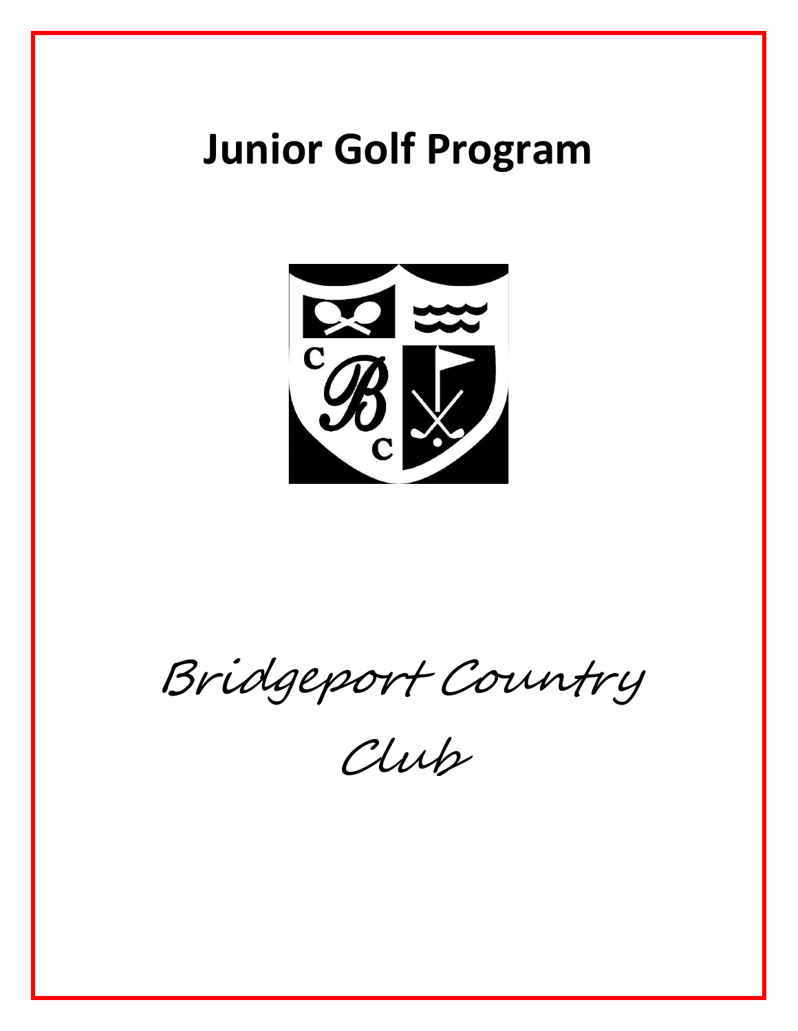# Junior Golf Program

*Bridgeport Country Club*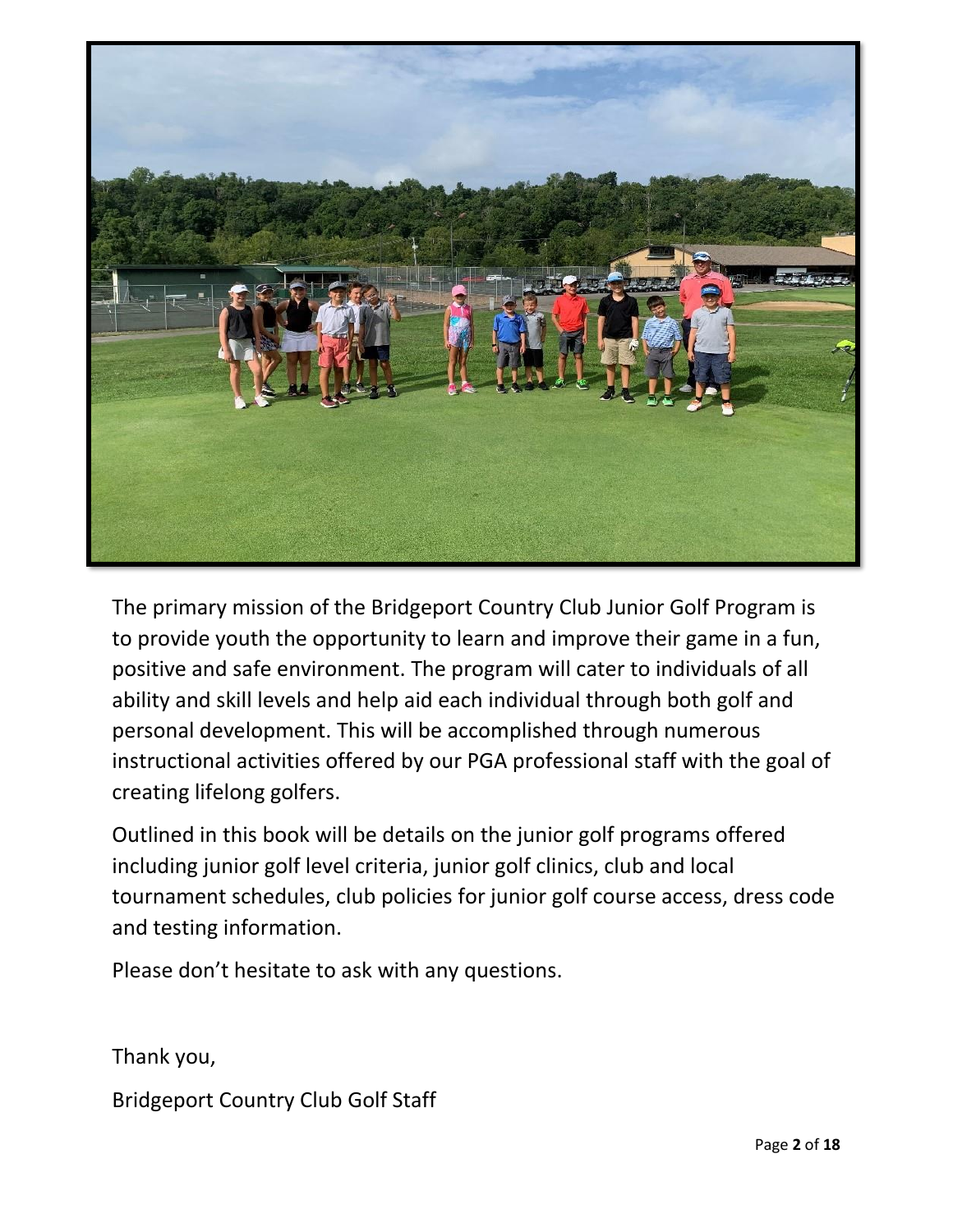The primary mission of the Bridgeport Country Club Junior Golf Program is to provide youth the opportunity to learn and improve their game in a fun, positive and safe environment. The program will cater to individuals of all ability and skill levels and help aid each individual through both golf and personal development. This will be accomplished through numerous instructional activities offered by our PGA professional staff with the goal of creating lifelong golfers.

Outlined in this book will be details on the junior golf programs offered including junior golf level criteria, junior golf clinics, club and local tournament schedules, club policies for junior golf course access, dress code and testing information.

Please don't hesitate to ask with any questions.

Thank you,

Bridgeport Country Club Golf Staff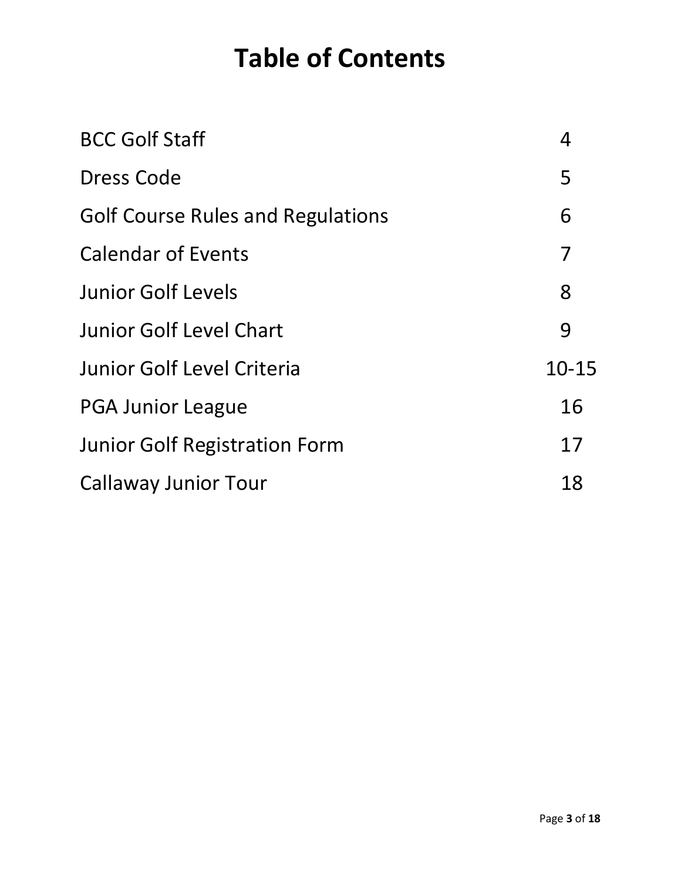# Table of Contents

| | |
|---|---|
| BCC Golf Staff | 4 |
| Dress Code | 5 |
| Golf Course Rules and Regulations | 6 |
| Calendar of Events | 7 |
| Junior Golf Levels | 8 |
| Junior Golf Level Chart | 9 |
| Junior Golf Level Criteria | 10-15 |
| PGA Junior League | 16 |
| Junior Golf Registration Form | 17 |
| Callaway Junior Tour | 18 |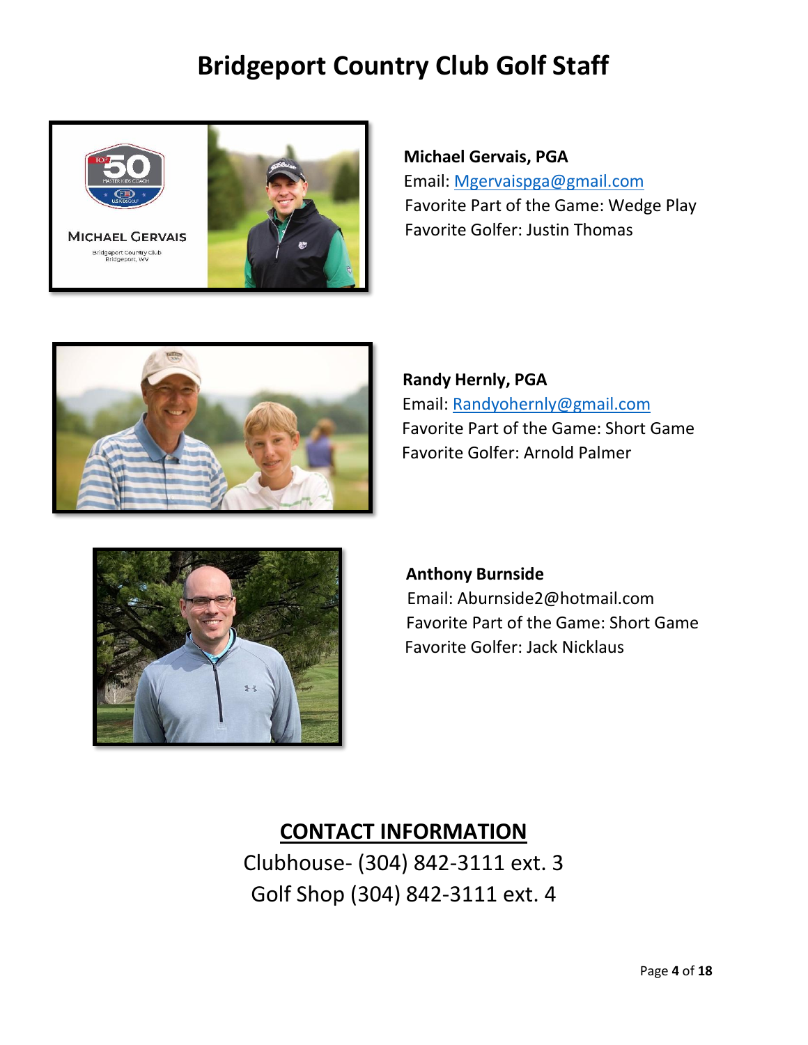# Bridgeport Country Club Golf Staff

**Michael Gervais, PGA**
Email: Mgervaispga@gmail.com
Favorite Part of the Game: Wedge Play
Favorite Golfer: Justin Thomas

**Randy Hernly, PGA**
Email: Randyohernly@gmail.com
Favorite Part of the Game: Short Game
Favorite Golfer: Arnold Palmer

**Anthony Burnside**
Email: Aburnside2@hotmail.com
Favorite Part of the Game: Short Game
Favorite Golfer: Jack Nicklaus

## CONTACT INFORMATION

Clubhouse- (304) 842-3111 ext. 3
Golf Shop (304) 842-3111 ext. 4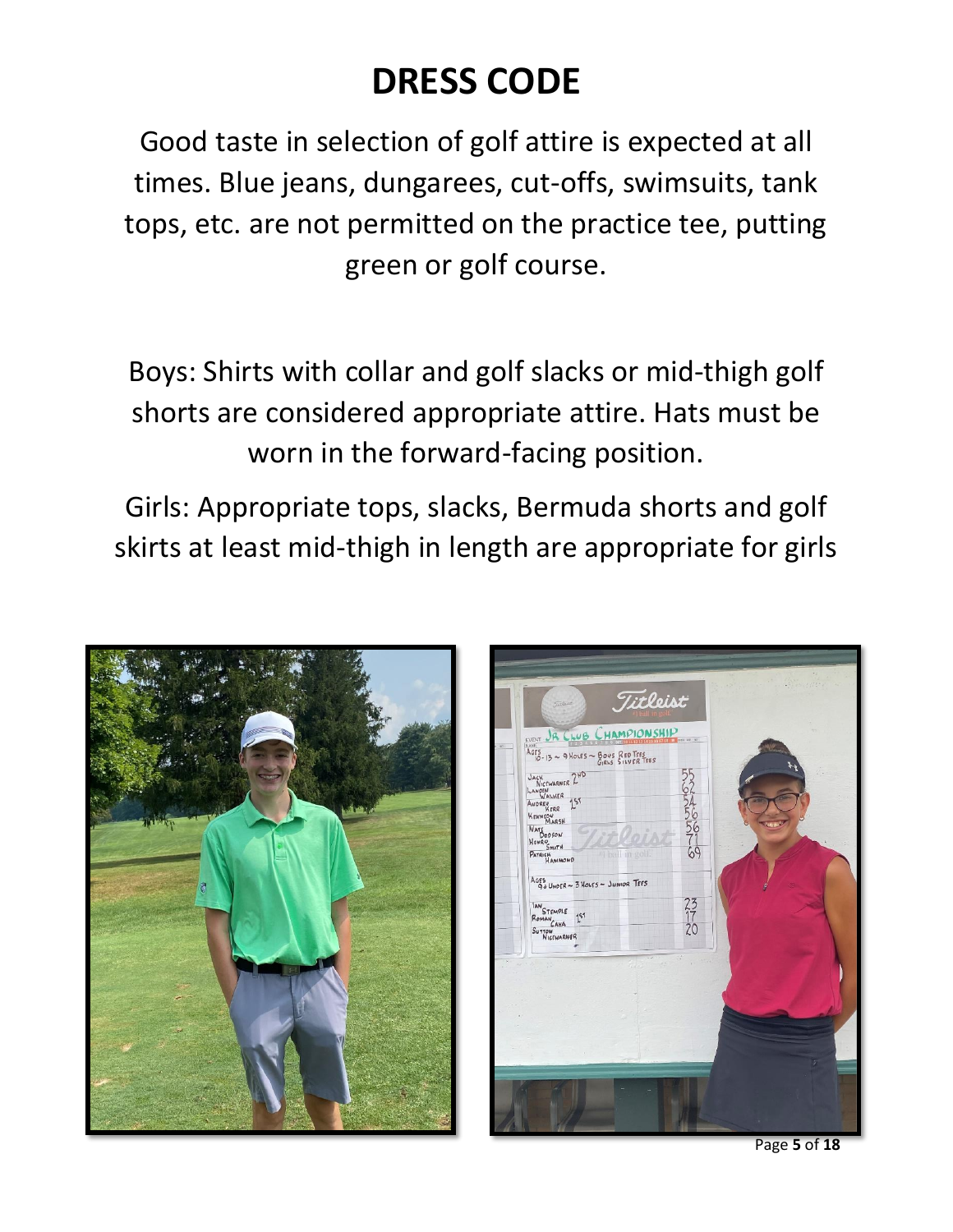# DRESS CODE

Good taste in selection of golf attire is expected at all times. Blue jeans, dungarees, cut-offs, swimsuits, tank tops, etc. are not permitted on the practice tee, putting green or golf course.

Boys: Shirts with collar and golf slacks or mid-thigh golf shorts are considered appropriate attire. Hats must be worn in the forward-facing position.

Girls: Appropriate tops, slacks, Bermuda shorts and golf skirts at least mid-thigh in length are appropriate for girls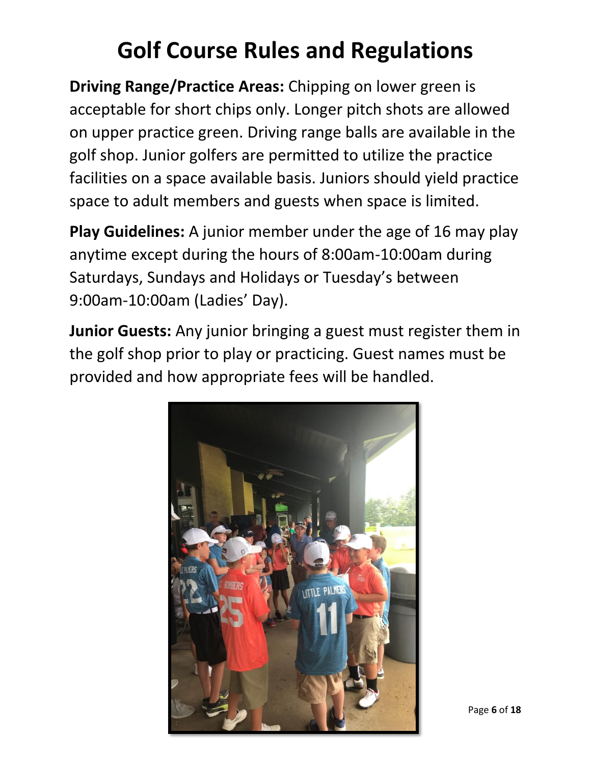# Golf Course Rules and Regulations

**Driving Range/Practice Areas:** Chipping on lower green is acceptable for short chips only. Longer pitch shots are allowed on upper practice green. Driving range balls are available in the golf shop. Junior golfers are permitted to utilize the practice facilities on a space available basis. Juniors should yield practice space to adult members and guests when space is limited.

**Play Guidelines:** A junior member under the age of 16 may play anytime except during the hours of 8:00am-10:00am during Saturdays, Sundays and Holidays or Tuesday's between 9:00am-10:00am (Ladies' Day).

**Junior Guests:** Any junior bringing a guest must register them in the golf shop prior to play or practicing. Guest names must be provided and how appropriate fees will be handled.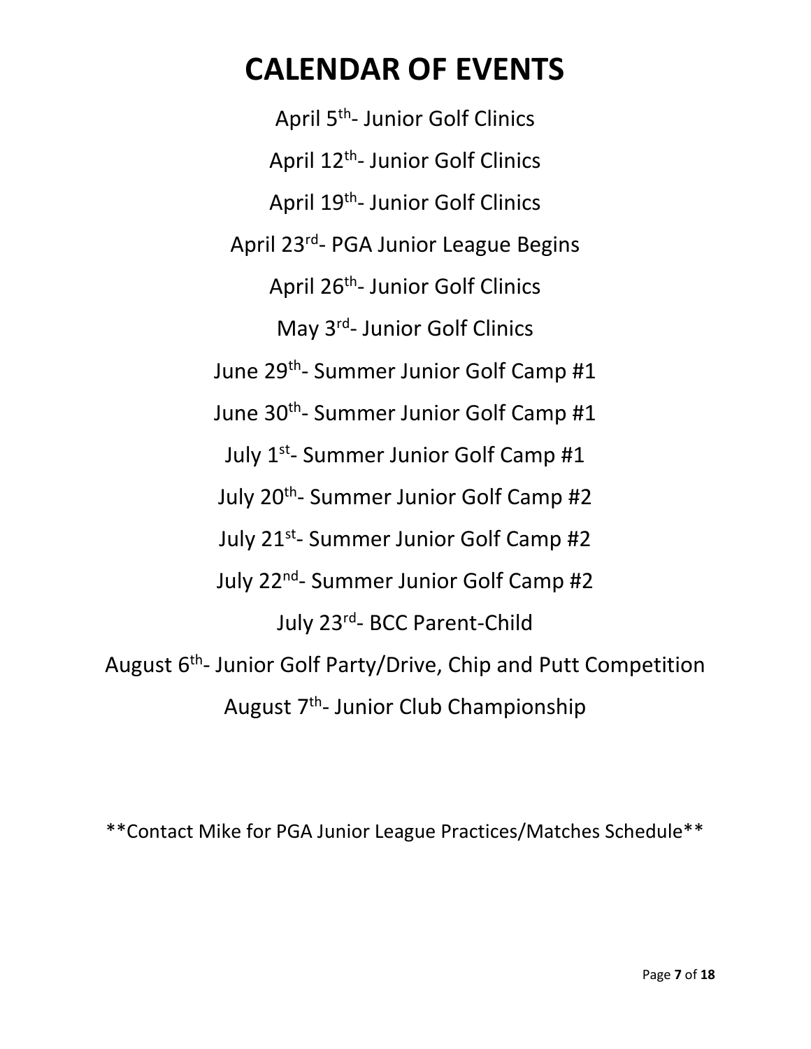# CALENDAR OF EVENTS

April 5th- Junior Golf Clinics

April 12th- Junior Golf Clinics

April 19th- Junior Golf Clinics

April 23rd- PGA Junior League Begins

April 26th- Junior Golf Clinics

May 3rd- Junior Golf Clinics

June 29th- Summer Junior Golf Camp #1

June 30th- Summer Junior Golf Camp #1

July 1st- Summer Junior Golf Camp #1

July 20th- Summer Junior Golf Camp #2

July 21st- Summer Junior Golf Camp #2

July 22nd- Summer Junior Golf Camp #2

July 23rd- BCC Parent-Child

August 6th- Junior Golf Party/Drive, Chip and Putt Competition

August 7th- Junior Club Championship

**Contact Mike for PGA Junior League Practices/Matches Schedule**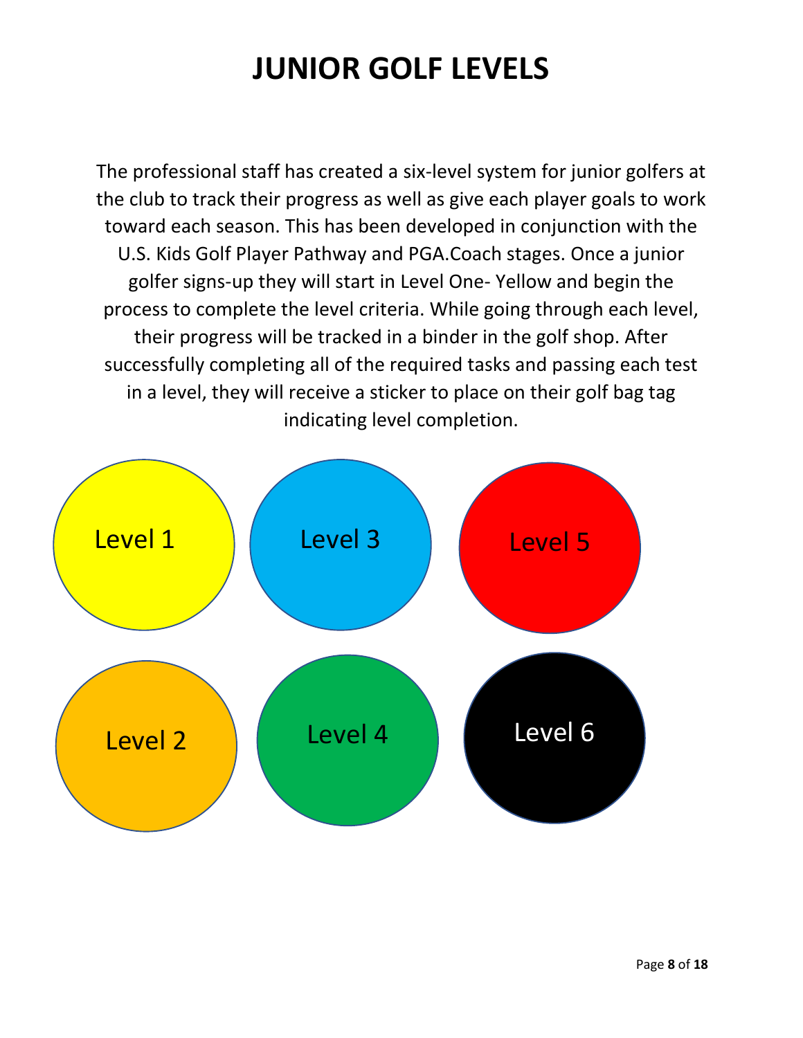# JUNIOR GOLF LEVELS

The professional staff has created a six-level system for junior golfers at the club to track their progress as well as give each player goals to work toward each season. This has been developed in conjunction with the U.S. Kids Golf Player Pathway and PGA.Coach stages. Once a junior golfer signs-up they will start in Level One- Yellow and begin the process to complete the level criteria. While going through each level, their progress will be tracked in a binder in the golf shop. After successfully completing all of the required tasks and passing each test in a level, they will receive a sticker to place on their golf bag tag indicating level completion.

Level 1

Level 3

Level 5

Level 2

Level 4

Level 6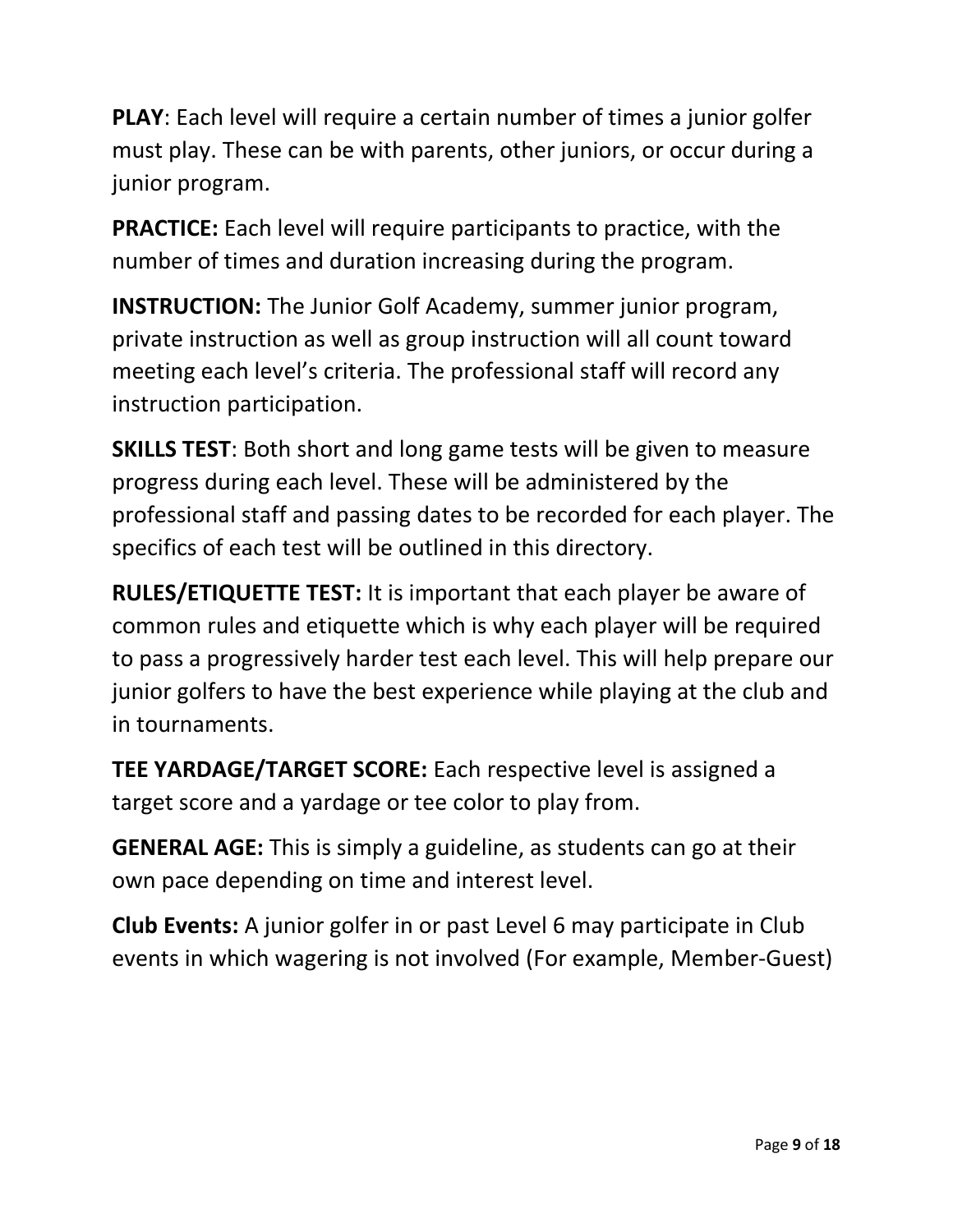**PLAY**: Each level will require a certain number of times a junior golfer must play. These can be with parents, other juniors, or occur during a junior program.

**PRACTICE:** Each level will require participants to practice, with the number of times and duration increasing during the program.

**INSTRUCTION:** The Junior Golf Academy, summer junior program, private instruction as well as group instruction will all count toward meeting each level's criteria. The professional staff will record any instruction participation.

**SKILLS TEST**: Both short and long game tests will be given to measure progress during each level. These will be administered by the professional staff and passing dates to be recorded for each player. The specifics of each test will be outlined in this directory.

**RULES/ETIQUETTE TEST:** It is important that each player be aware of common rules and etiquette which is why each player will be required to pass a progressively harder test each level. This will help prepare our junior golfers to have the best experience while playing at the club and in tournaments.

**TEE YARDAGE/TARGET SCORE:** Each respective level is assigned a target score and a yardage or tee color to play from.

**GENERAL AGE:** This is simply a guideline, as students can go at their own pace depending on time and interest level.

**Club Events:** A junior golfer in or past Level 6 may participate in Club events in which wagering is not involved (For example, Member-Guest)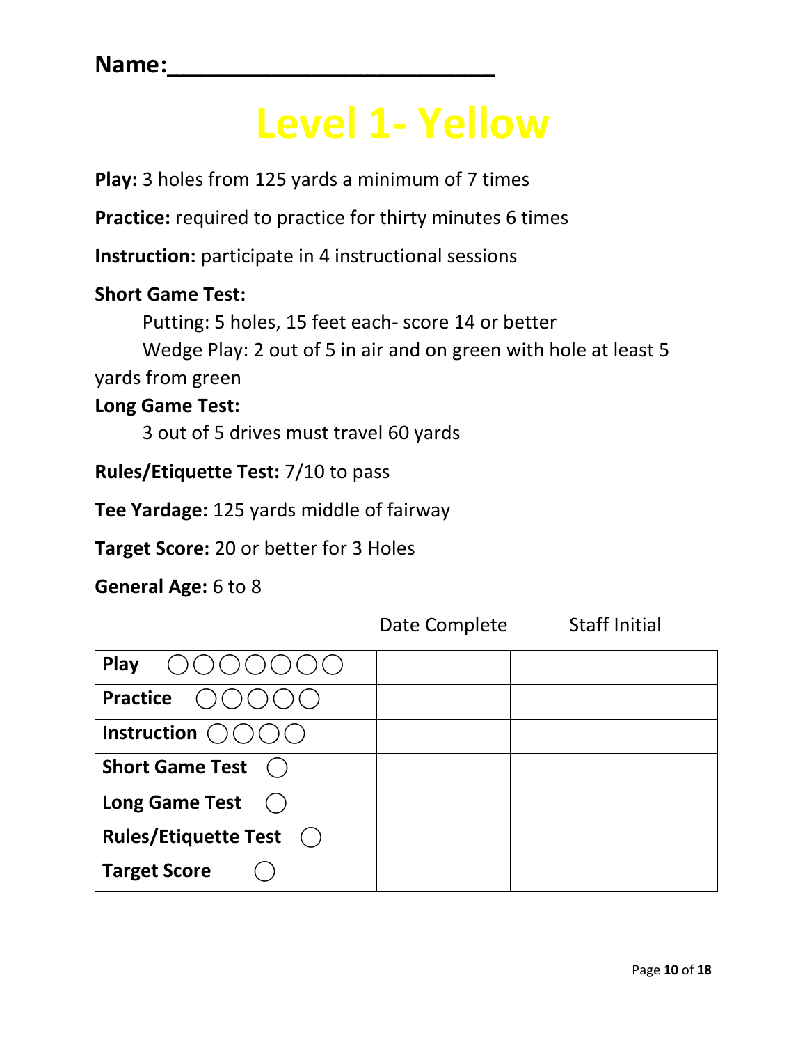Name:________________________

# Level 1- Yellow

**Play:** 3 holes from 125 yards a minimum of 7 times

**Practice:** required to practice for thirty minutes 6 times

**Instruction:** participate in 4 instructional sessions

**Short Game Test:**

Putting: 5 holes, 15 feet each- score 14 or better

Wedge Play: 2 out of 5 in air and on green with hole at least 5 yards from green

**Long Game Test:**

3 out of 5 drives must travel 60 yards

**Rules/Etiquette Test:** 7/10 to pass

**Tee Yardage:** 125 yards middle of fairway

**Target Score:** 20 or better for 3 Holes

**General Age:** 6 to 8

| | Date Complete | Staff Initial |
|---|---|---|
| **Play** ◯◯◯◯◯◯◯ | | |
| **Practice** ◯◯◯◯◯ | | |
| **Instruction** ◯◯◯◯ | | |
| **Short Game Test** ◯ | | |
| **Long Game Test** ◯ | | |
| **Rules/Etiquette Test** ◯ | | |
| **Target Score** ◯ | | |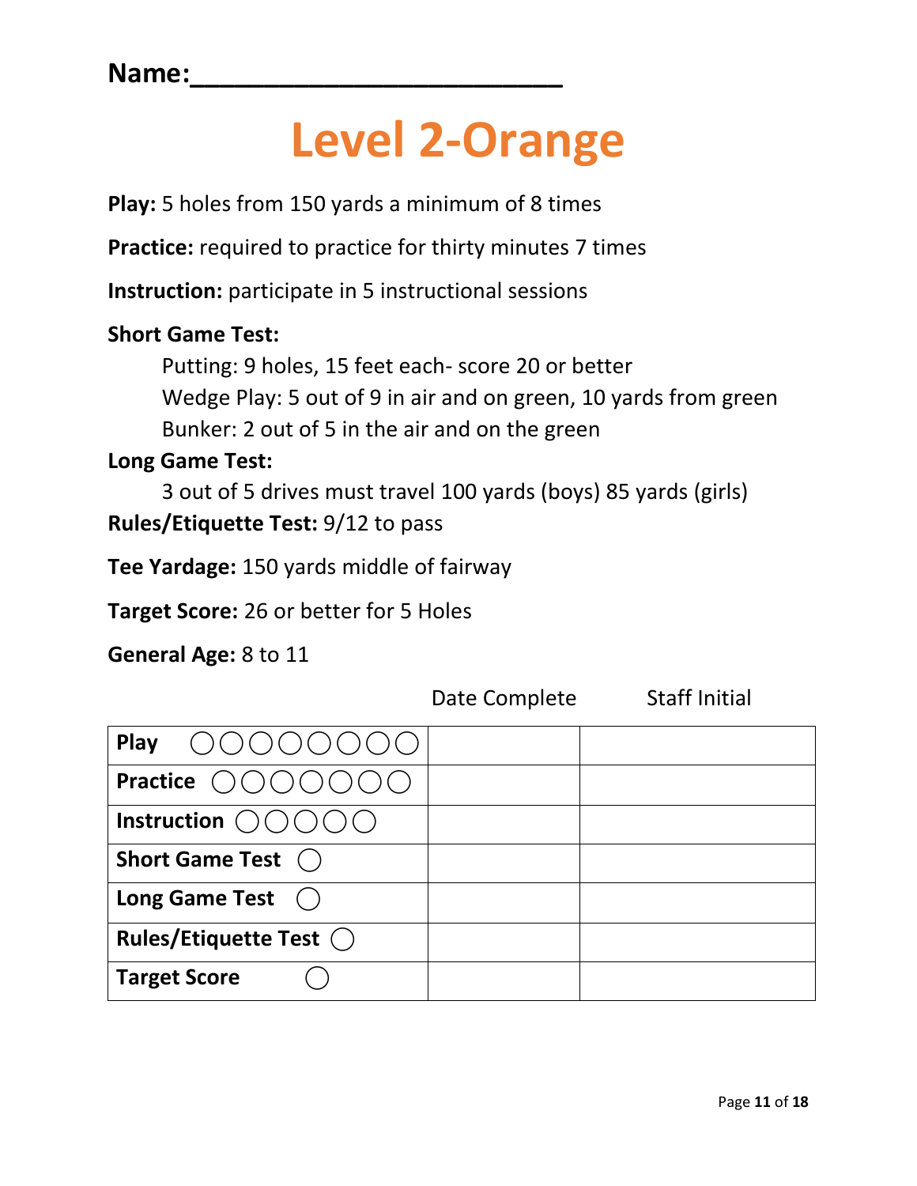**Name:**________________________

# Level 2-Orange

**Play:** 5 holes from 150 yards a minimum of 8 times

**Practice:** required to practice for thirty minutes 7 times

**Instruction:** participate in 5 instructional sessions

**Short Game Test:**

Putting: 9 holes, 15 feet each- score 20 or better
Wedge Play: 5 out of 9 in air and on green, 10 yards from green
Bunker: 2 out of 5 in the air and on the green

**Long Game Test:**

3 out of 5 drives must travel 100 yards (boys) 85 yards (girls)

**Rules/Etiquette Test:** 9/12 to pass

**Tee Yardage:** 150 yards middle of fairway

**Target Score:** 26 or better for 5 Holes

**General Age:** 8 to 11

| | Date Complete | Staff Initial |
|---|---|---|
| **Play** ◯◯◯◯◯◯◯◯ | | |
| **Practice** ◯◯◯◯◯◯◯ | | |
| **Instruction** ◯◯◯◯◯ | | |
| **Short Game Test** ◯ | | |
| **Long Game Test** ◯ | | |
| **Rules/Etiquette Test** ◯ | | |
| **Target Score** ◯ | | |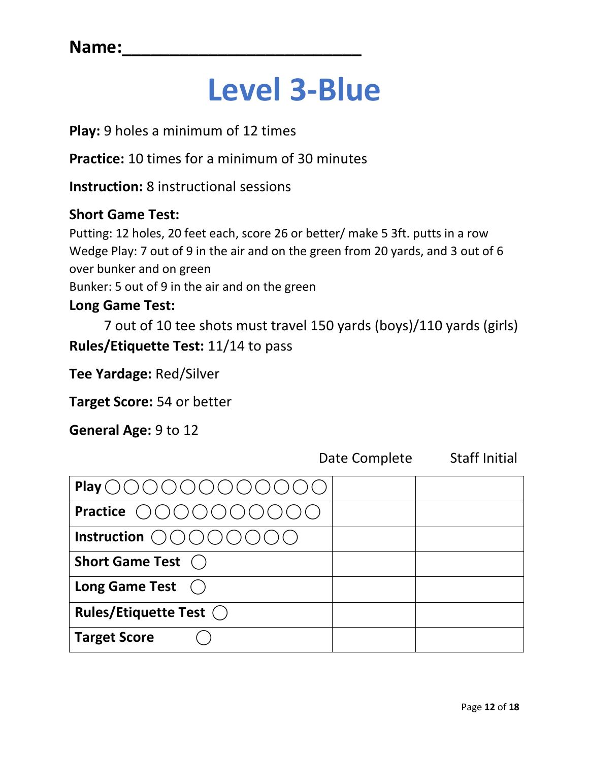**Name:**_______________________

# Level 3-Blue

**Play:** 9 holes a minimum of 12 times

**Practice:** 10 times for a minimum of 30 minutes

**Instruction:** 8 instructional sessions

**Short Game Test:**

Putting: 12 holes, 20 feet each, score 26 or better/ make 5 3ft. putts in a row
Wedge Play: 7 out of 9 in the air and on the green from 20 yards, and 3 out of 6 over bunker and on green
Bunker: 5 out of 9 in the air and on the green

**Long Game Test:**

7 out of 10 tee shots must travel 150 yards (boys)/110 yards (girls)

**Rules/Etiquette Test:** 11/14 to pass

**Tee Yardage:** Red/Silver

**Target Score:** 54 or better

**General Age:** 9 to 12

| | Date Complete | Staff Initial |
|---|---|---|
| **Play** ○○○○○○○○○○○○ | | |
| **Practice** ○○○○○○○○○○ | | |
| **Instruction** ○○○○○○○○ | | |
| **Short Game Test** ○ | | |
| **Long Game Test** ○ | | |
| **Rules/Etiquette Test** ○ | | |
| **Target Score** ○ | | |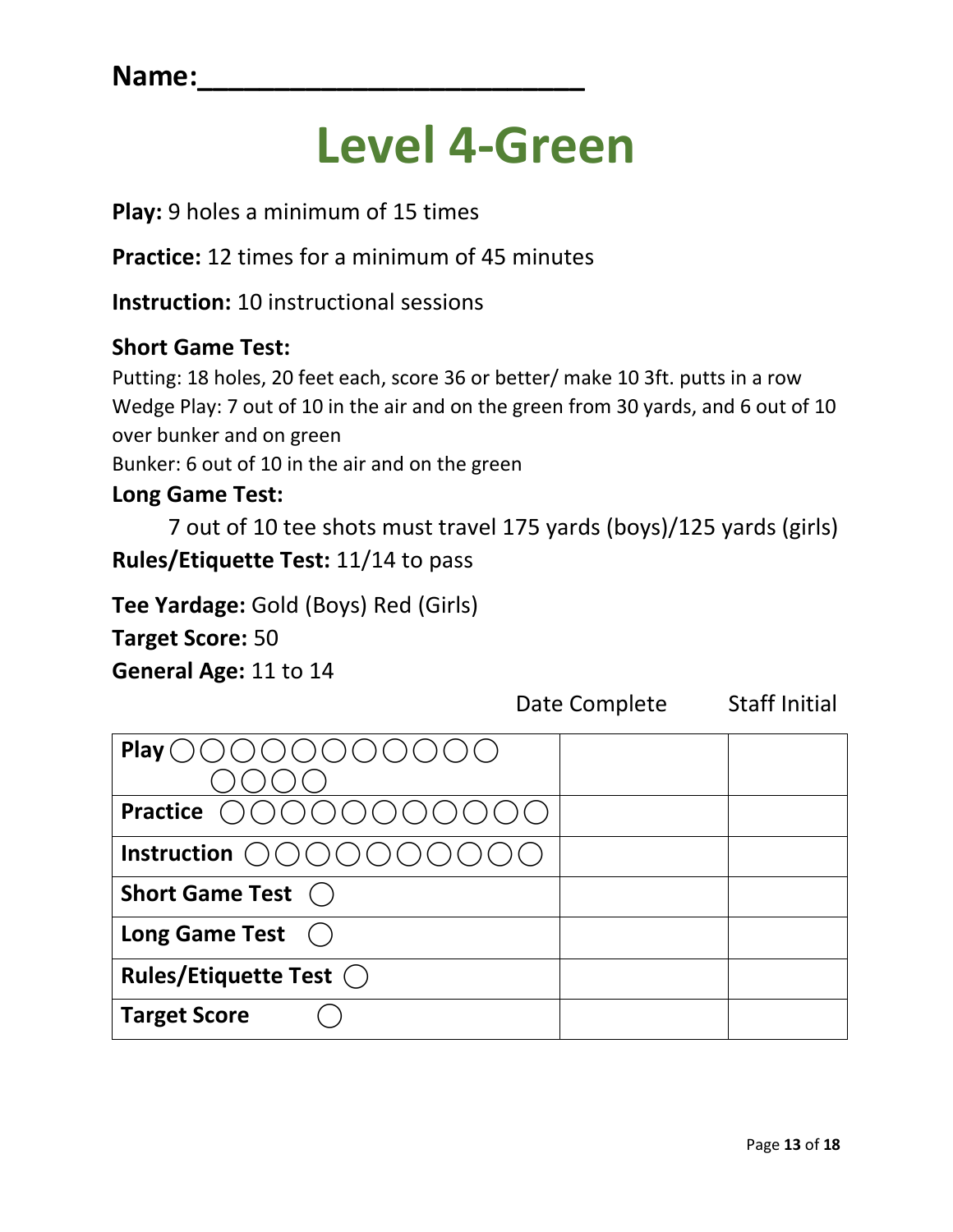**Name:________________________**

# Level 4-Green

**Play:** 9 holes a minimum of 15 times

**Practice:** 12 times for a minimum of 45 minutes

**Instruction:** 10 instructional sessions

**Short Game Test:**

Putting: 18 holes, 20 feet each, score 36 or better/ make 10 3ft. putts in a row
Wedge Play: 7 out of 10 in the air and on the green from 30 yards, and 6 out of 10 over bunker and on green
Bunker: 6 out of 10 in the air and on the green

**Long Game Test:**

7 out of 10 tee shots must travel 175 yards (boys)/125 yards (girls)

**Rules/Etiquette Test:** 11/14 to pass

**Tee Yardage:** Gold (Boys) Red (Girls)

**Target Score:** 50

**General Age:** 11 to 14

| | Date Complete | Staff Initial |
|---|---|---|
| **Play** ○○○○○○○○○○○ ○○○○ | | |
| **Practice** ○○○○○○○○○○○○ | | |
| **Instruction** ○○○○○○○○○○ | | |
| **Short Game Test** ○ | | |
| **Long Game Test** ○ | | |
| **Rules/Etiquette Test** ○ | | |
| **Target Score** ○ | | |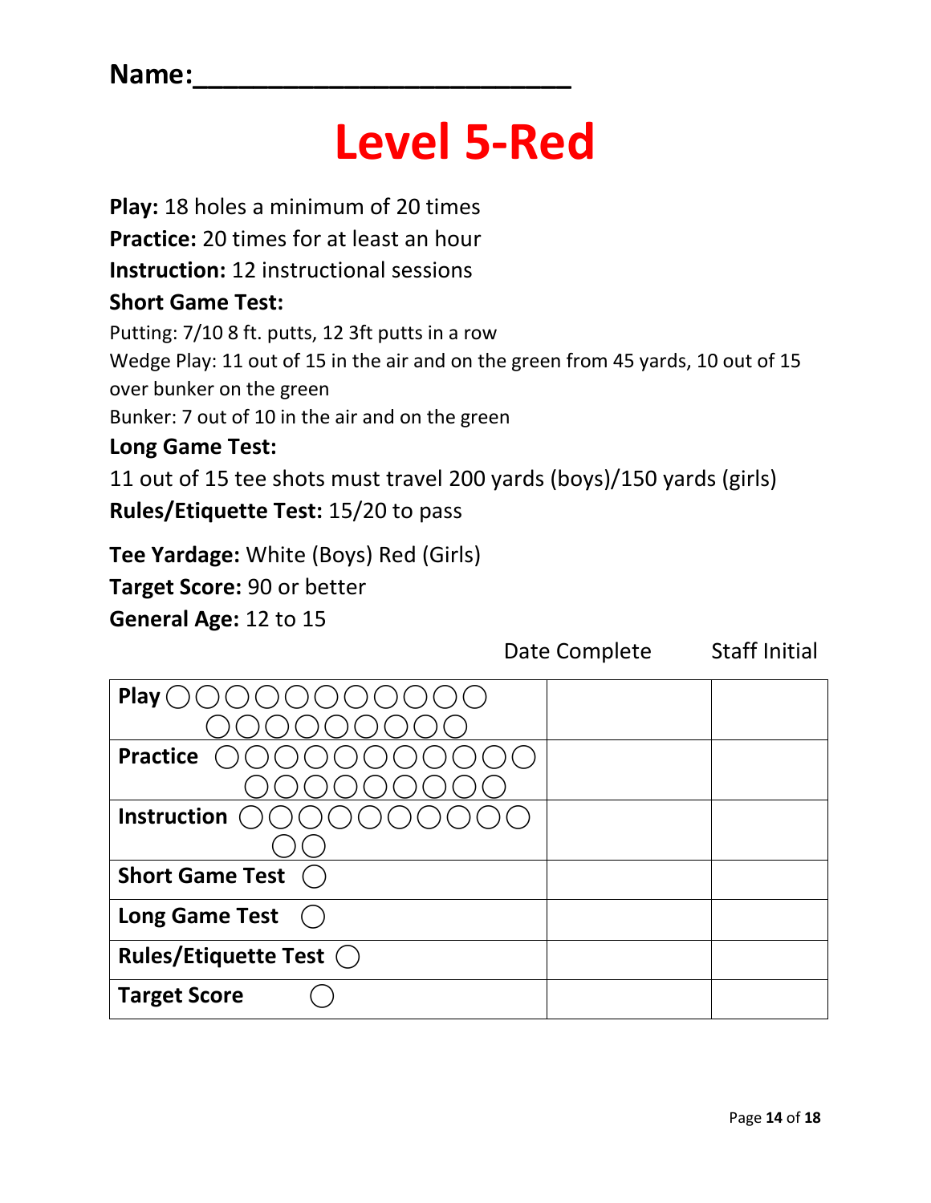Name:________________________

# Level 5-Red

**Play:** 18 holes a minimum of 20 times
**Practice:** 20 times for at least an hour
**Instruction:** 12 instructional sessions

**Short Game Test:**

Putting: 7/10 8 ft. putts, 12 3ft putts in a row
Wedge Play: 11 out of 15 in the air and on the green from 45 yards, 10 out of 15 over bunker on the green
Bunker: 7 out of 10 in the air and on the green

**Long Game Test:**

11 out of 15 tee shots must travel 200 yards (boys)/150 yards (girls)

**Rules/Etiquette Test:** 15/20 to pass

**Tee Yardage:** White (Boys) Red (Girls)
**Target Score:** 90 or better
**General Age:** 12 to 15

| | Date Complete | Staff Initial |
|---|---|---|
| **Play** ◯◯◯◯◯◯◯◯◯◯◯ ◯◯◯◯◯◯◯◯◯ | | |
| **Practice** ◯◯◯◯◯◯◯◯◯◯◯ ◯◯◯◯◯◯◯◯◯ | | |
| **Instruction** ◯◯◯◯◯◯◯◯◯◯ ◯◯ | | |
| **Short Game Test** ◯ | | |
| **Long Game Test** ◯ | | |
| **Rules/Etiquette Test** ◯ | | |
| **Target Score** ◯ | | |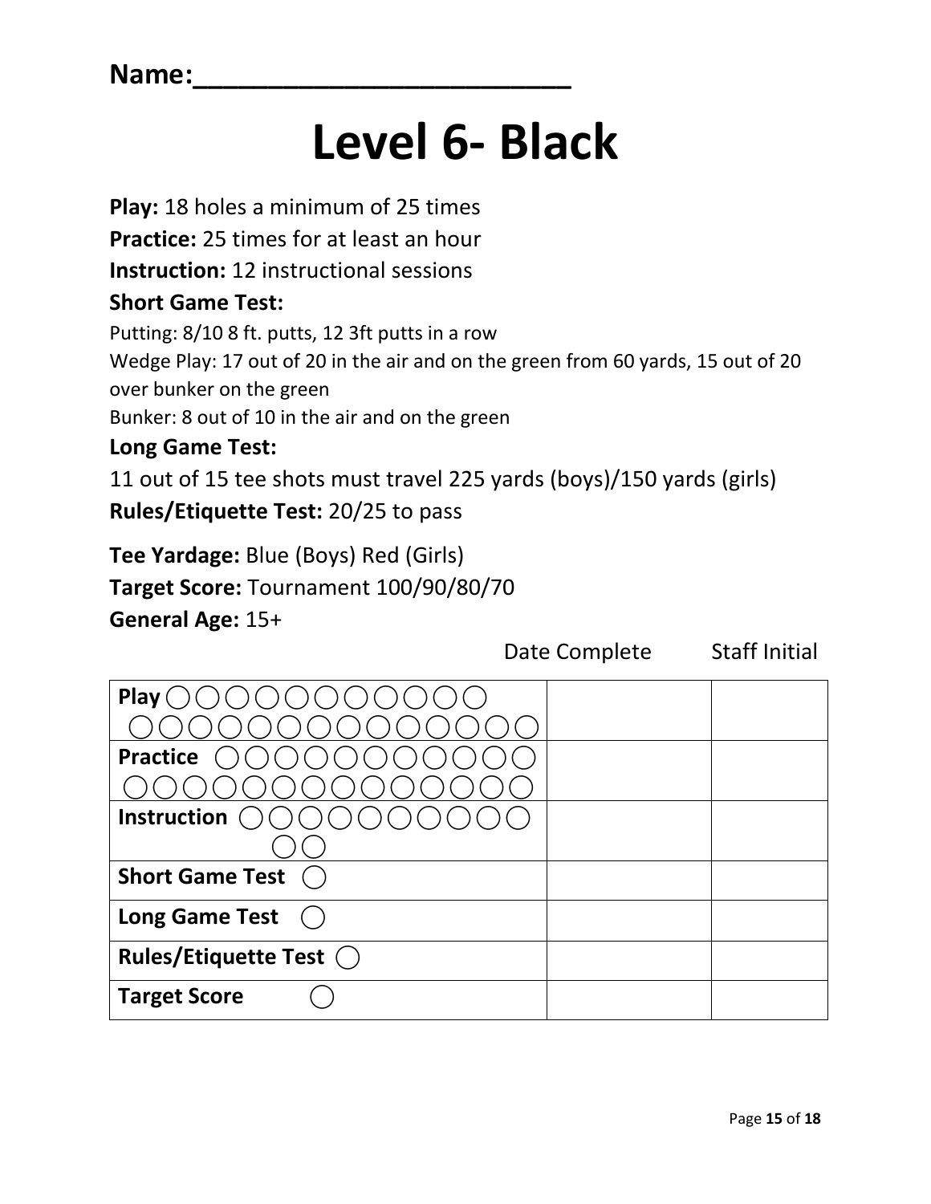Name:________________________

# Level 6- Black

**Play:** 18 holes a minimum of 25 times

**Practice:** 25 times for at least an hour

**Instruction:** 12 instructional sessions

**Short Game Test:**

Putting: 8/10 8 ft. putts, 12 3ft putts in a row

Wedge Play: 17 out of 20 in the air and on the green from 60 yards, 15 out of 20 over bunker on the green

Bunker: 8 out of 10 in the air and on the green

**Long Game Test:**

11 out of 15 tee shots must travel 225 yards (boys)/150 yards (girls)

**Rules/Etiquette Test:** 20/25 to pass

**Tee Yardage:** Blue (Boys) Red (Girls)

**Target Score:** Tournament 100/90/80/70

**General Age:** 15+

| | Date Complete | Staff Initial |
|---|---|---|
| **Play** ◯◯◯◯◯◯◯◯◯◯◯ ◯◯◯◯◯◯◯◯◯◯◯◯◯◯ | | |
| **Practice** ◯◯◯◯◯◯◯◯◯◯◯ ◯◯◯◯◯◯◯◯◯◯◯◯◯◯ | | |
| **Instruction** ◯◯◯◯◯◯◯◯◯◯ ◯◯ | | |
| **Short Game Test** ◯ | | |
| **Long Game Test** ◯ | | |
| **Rules/Etiquette Test** ◯ | | |
| **Target Score** ◯ | | |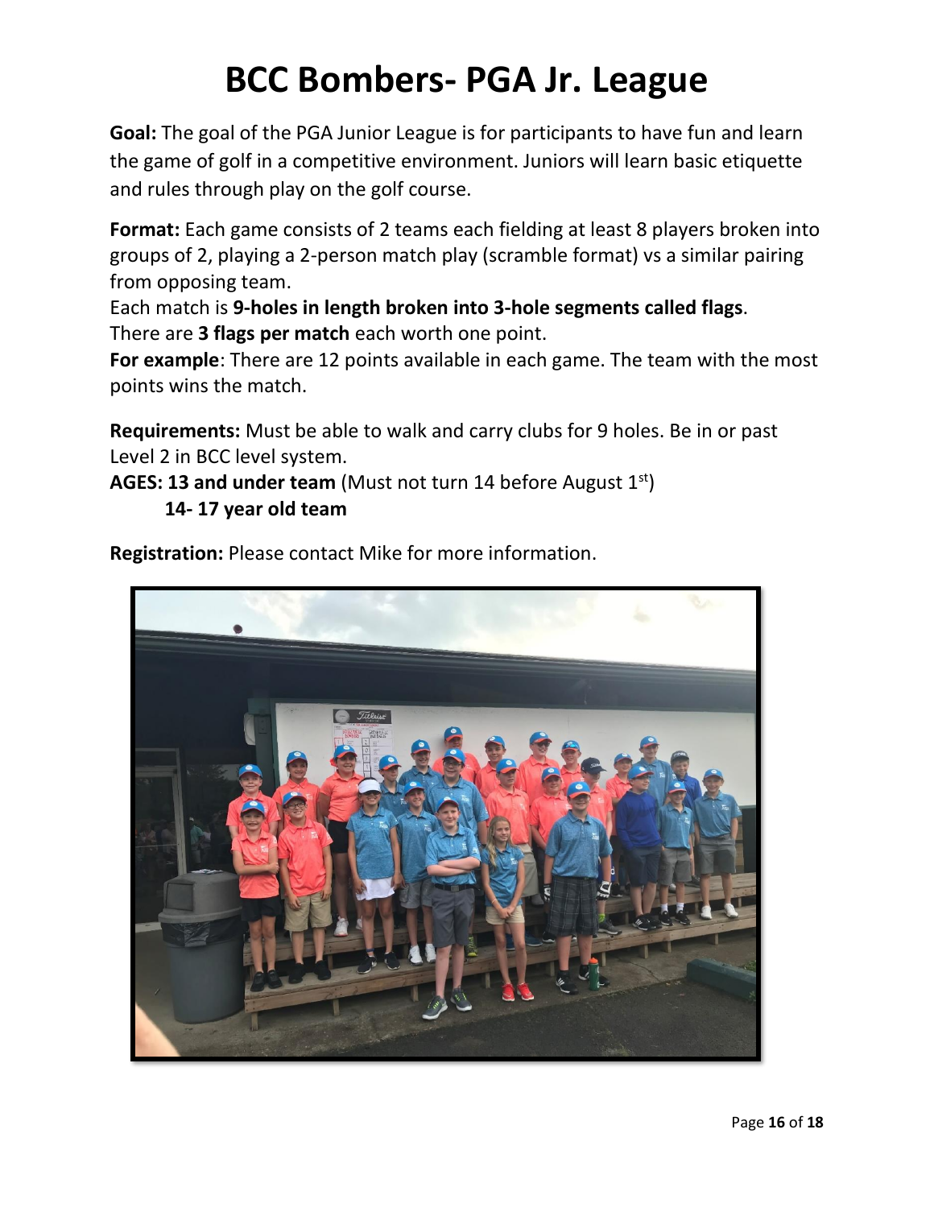# BCC Bombers- PGA Jr. League

**Goal:** The goal of the PGA Junior League is for participants to have fun and learn the game of golf in a competitive environment. Juniors will learn basic etiquette and rules through play on the golf course.

**Format:** Each game consists of 2 teams each fielding at least 8 players broken into groups of 2, playing a 2-person match play (scramble format) vs a similar pairing from opposing team.
Each match is **9-holes in length broken into 3-hole segments called flags**.
There are **3 flags per match** each worth one point.
**For example**: There are 12 points available in each game. The team with the most points wins the match.

**Requirements:** Must be able to walk and carry clubs for 9 holes. Be in or past Level 2 in BCC level system.
**AGES: 13 and under team** (Must not turn 14 before August 1st)
**14- 17 year old team**

**Registration:** Please contact Mike for more information.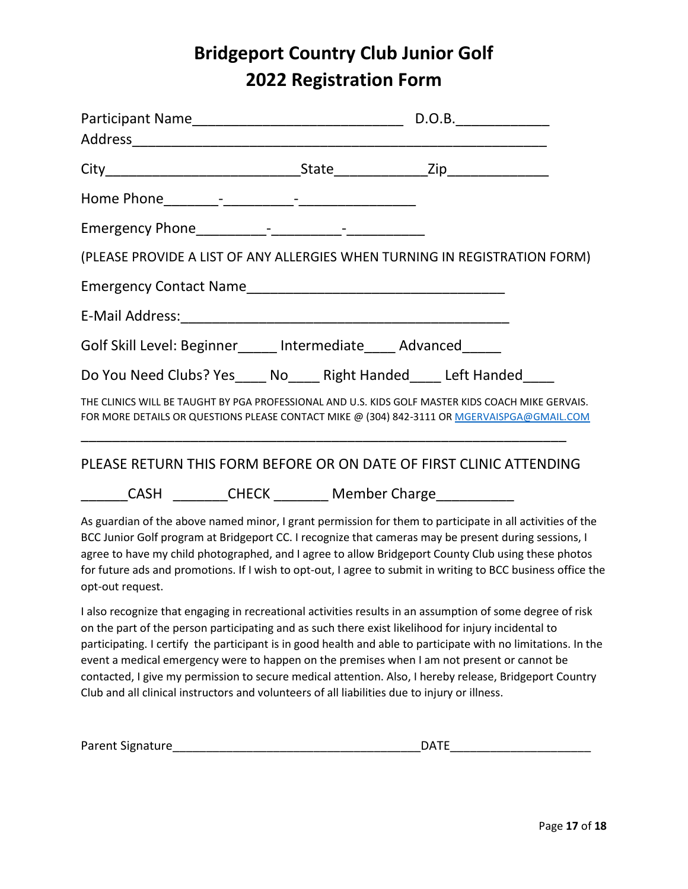# Bridgeport Country Club Junior Golf
# 2022 Registration Form

Participant Name____________________________ D.O.B.____________

Address_______________________________________________________

City_________________________State____________Zip_____________

Home Phone_______-_________-_______________

Emergency Phone_________-_________-__________

(PLEASE PROVIDE A LIST OF ANY ALLERGIES WHEN TURNING IN REGISTRATION FORM)

Emergency Contact Name__________________________________

E-Mail Address:___________________________________________

Golf Skill Level: Beginner_____ Intermediate____ Advanced_____

Do You Need Clubs? Yes____ No____ Right Handed____ Left Handed____

THE CLINICS WILL BE TAUGHT BY PGA PROFESSIONAL AND U.S. KIDS GOLF MASTER KIDS COACH MIKE GERVAIS. FOR MORE DETAILS OR QUESTIONS PLEASE CONTACT MIKE @ (304) 842-3111 OR MGERVAISPGA@GMAIL.COM

_________________________________________________________________

PLEASE RETURN THIS FORM BEFORE OR ON DATE OF FIRST CLINIC ATTENDING

______CASH _______CHECK _______ Member Charge__________

As guardian of the above named minor, I grant permission for them to participate in all activities of the BCC Junior Golf program at Bridgeport CC. I recognize that cameras may be present during sessions, I agree to have my child photographed, and I agree to allow Bridgeport County Club using these photos for future ads and promotions. If I wish to opt-out, I agree to submit in writing to BCC business office the opt-out request.

I also recognize that engaging in recreational activities results in an assumption of some degree of risk on the part of the person participating and as such there exist likelihood for injury incidental to participating. I certify the participant is in good health and able to participate with no limitations. In the event a medical emergency were to happen on the premises when I am not present or cannot be contacted, I give my permission to secure medical attention. Also, I hereby release, Bridgeport Country Club and all clinical instructors and volunteers of all liabilities due to injury or illness.

Parent Signature_____________________________________DATE____________________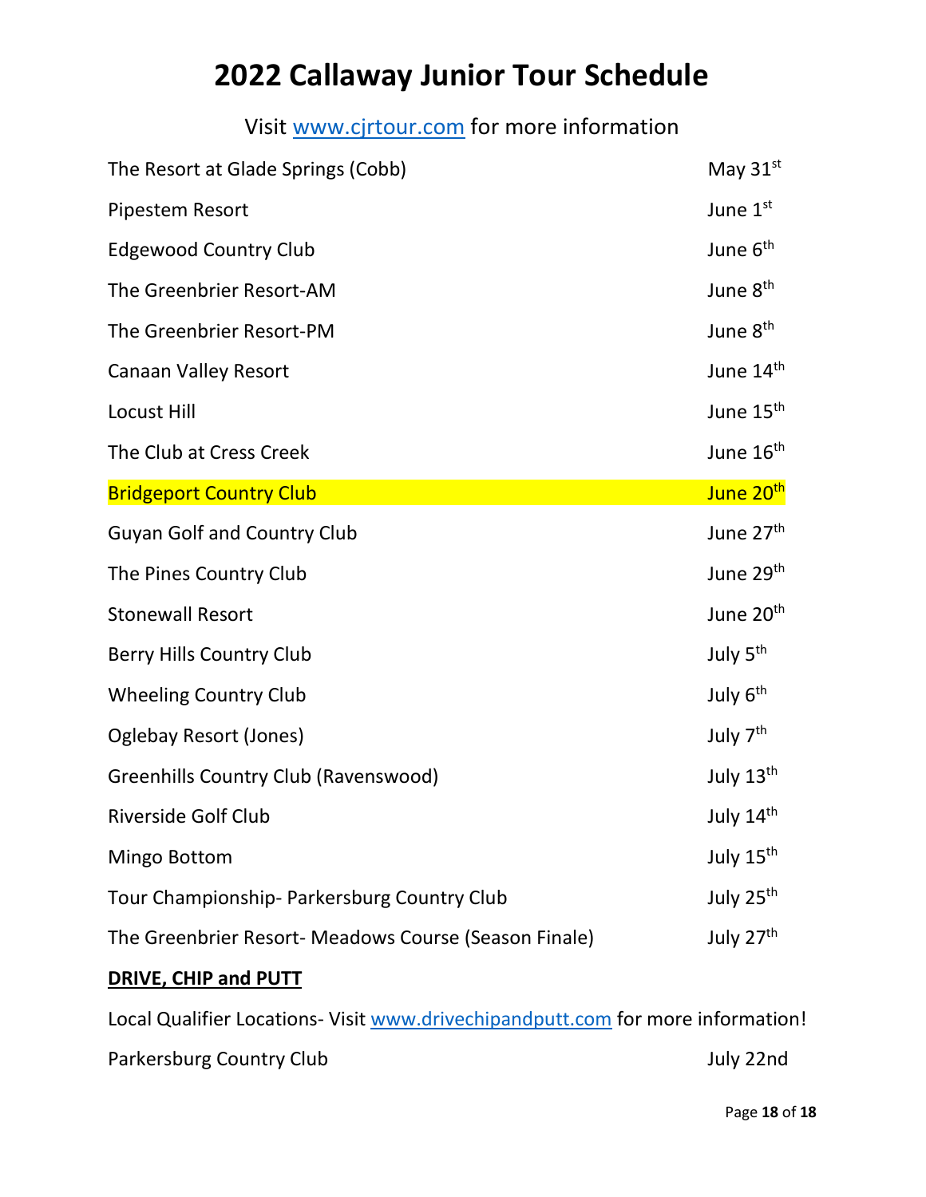# 2022 Callaway Junior Tour Schedule

Visit www.cjrtour.com for more information

| | |
|---|---|
| The Resort at Glade Springs (Cobb) | May 31st |
| Pipestem Resort | June 1st |
| Edgewood Country Club | June 6th |
| The Greenbrier Resort-AM | June 8th |
| The Greenbrier Resort-PM | June 8th |
| Canaan Valley Resort | June 14th |
| Locust Hill | June 15th |
| The Club at Cress Creek | June 16th |
| Bridgeport Country Club | June 20th |
| Guyan Golf and Country Club | June 27th |
| The Pines Country Club | June 29th |
| Stonewall Resort | June 20th |
| Berry Hills Country Club | July 5th |
| Wheeling Country Club | July 6th |
| Oglebay Resort (Jones) | July 7th |
| Greenhills Country Club (Ravenswood) | July 13th |
| Riverside Golf Club | July 14th |
| Mingo Bottom | July 15th |
| Tour Championship- Parkersburg Country Club | July 25th |
| The Greenbrier Resort- Meadows Course (Season Finale) | July 27th |

**DRIVE, CHIP and PUTT**

Local Qualifier Locations- Visit www.drivechipandputt.com for more information!

| | |
|---|---|
| Parkersburg Country Club | July 22nd |